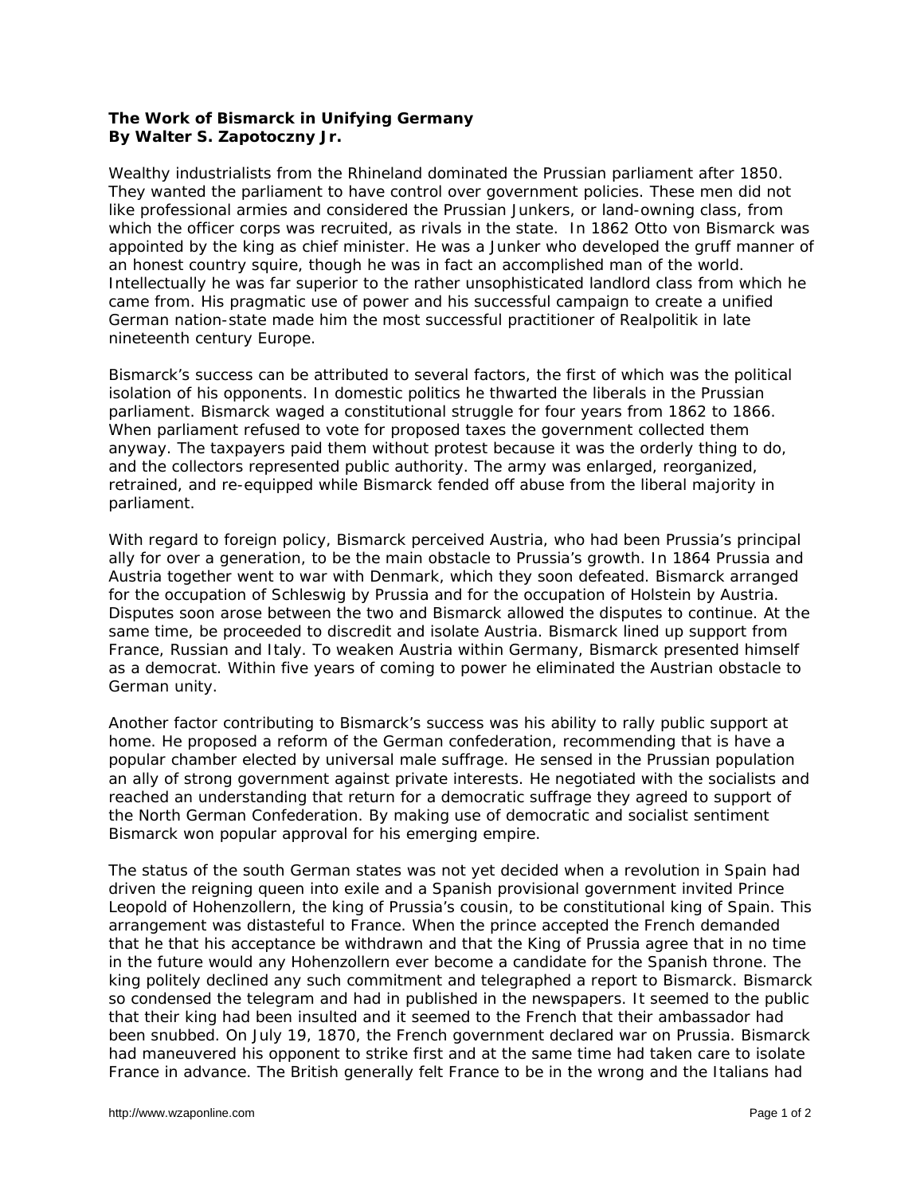**The Work of Bismarck in Unifying Germany**
**By Walter S. Zapotoczny Jr.**

Wealthy industrialists from the Rhineland dominated the Prussian parliament after 1850. They wanted the parliament to have control over government policies. These men did not like professional armies and considered the Prussian Junkers, or land-owning class, from which the officer corps was recruited, as rivals in the state. In 1862 Otto von Bismarck was appointed by the king as chief minister. He was a Junker who developed the gruff manner of an honest country squire, though he was in fact an accomplished man of the world. Intellectually he was far superior to the rather unsophisticated landlord class from which he came from. His pragmatic use of power and his successful campaign to create a unified German nation-state made him the most successful practitioner of Realpolitik in late nineteenth century Europe.

Bismarck's success can be attributed to several factors, the first of which was the political isolation of his opponents. In domestic politics he thwarted the liberals in the Prussian parliament. Bismarck waged a constitutional struggle for four years from 1862 to 1866. When parliament refused to vote for proposed taxes the government collected them anyway. The taxpayers paid them without protest because it was the orderly thing to do, and the collectors represented public authority. The army was enlarged, reorganized, retrained, and re-equipped while Bismarck fended off abuse from the liberal majority in parliament.

With regard to foreign policy, Bismarck perceived Austria, who had been Prussia's principal ally for over a generation, to be the main obstacle to Prussia's growth. In 1864 Prussia and Austria together went to war with Denmark, which they soon defeated. Bismarck arranged for the occupation of Schleswig by Prussia and for the occupation of Holstein by Austria. Disputes soon arose between the two and Bismarck allowed the disputes to continue. At the same time, be proceeded to discredit and isolate Austria. Bismarck lined up support from France, Russian and Italy. To weaken Austria within Germany, Bismarck presented himself as a democrat. Within five years of coming to power he eliminated the Austrian obstacle to German unity.

Another factor contributing to Bismarck's success was his ability to rally public support at home. He proposed a reform of the German confederation, recommending that is have a popular chamber elected by universal male suffrage. He sensed in the Prussian population an ally of strong government against private interests. He negotiated with the socialists and reached an understanding that return for a democratic suffrage they agreed to support of the North German Confederation. By making use of democratic and socialist sentiment Bismarck won popular approval for his emerging empire.

The status of the south German states was not yet decided when a revolution in Spain had driven the reigning queen into exile and a Spanish provisional government invited Prince Leopold of Hohenzollern, the king of Prussia's cousin, to be constitutional king of Spain. This arrangement was distasteful to France. When the prince accepted the French demanded that he that his acceptance be withdrawn and that the King of Prussia agree that in no time in the future would any Hohenzollern ever become a candidate for the Spanish throne. The king politely declined any such commitment and telegraphed a report to Bismarck. Bismarck so condensed the telegram and had in published in the newspapers. It seemed to the public that their king had been insulted and it seemed to the French that their ambassador had been snubbed. On July 19, 1870, the French government declared war on Prussia. Bismarck had maneuvered his opponent to strike first and at the same time had taken care to isolate France in advance. The British generally felt France to be in the wrong and the Italians had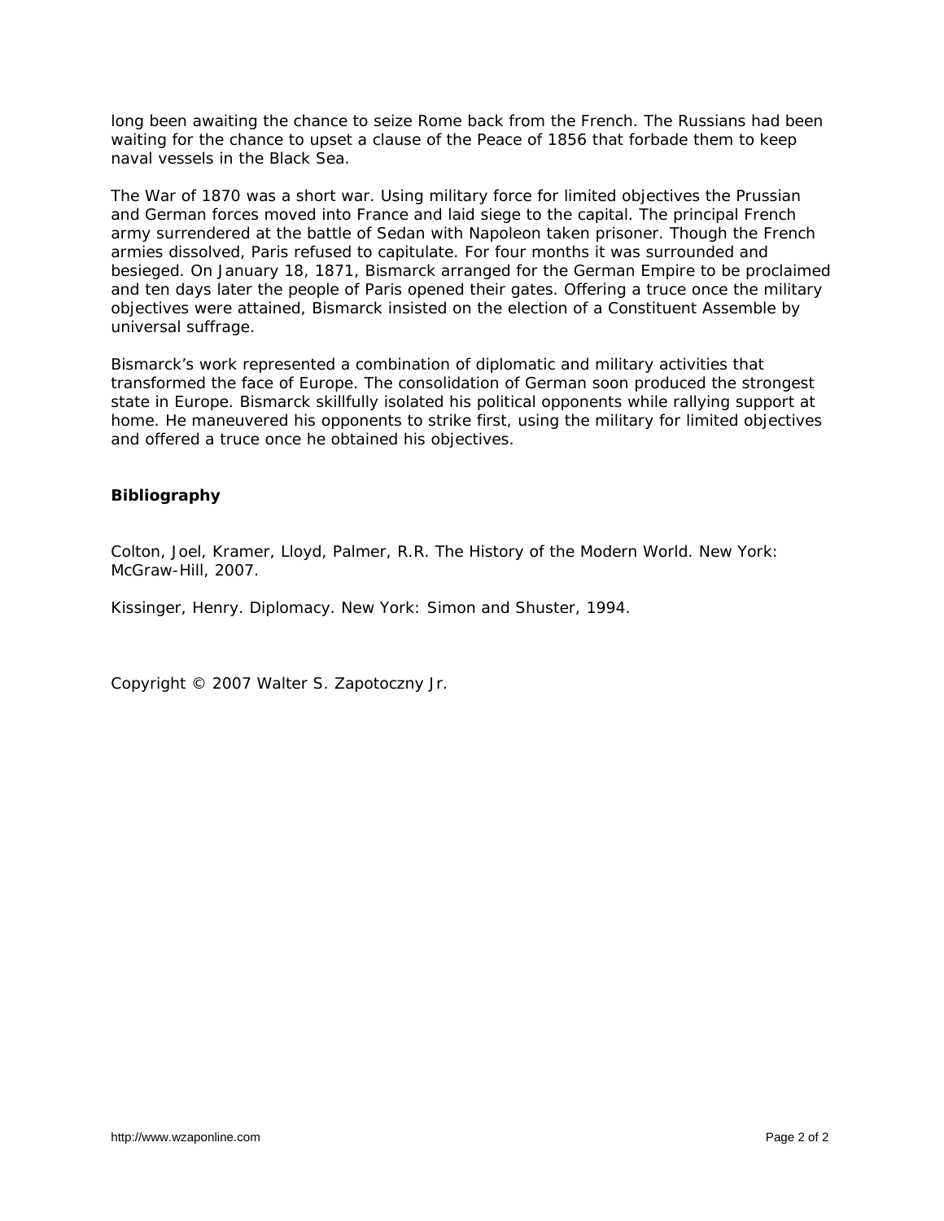long been awaiting the chance to seize Rome back from the French. The Russians had been waiting for the chance to upset a clause of the Peace of 1856 that forbade them to keep naval vessels in the Black Sea.

The War of 1870 was a short war. Using military force for limited objectives the Prussian and German forces moved into France and laid siege to the capital. The principal French army surrendered at the battle of Sedan with Napoleon taken prisoner. Though the French armies dissolved, Paris refused to capitulate. For four months it was surrounded and besieged. On January 18, 1871, Bismarck arranged for the German Empire to be proclaimed and ten days later the people of Paris opened their gates. Offering a truce once the military objectives were attained, Bismarck insisted on the election of a Constituent Assemble by universal suffrage.

Bismarck's work represented a combination of diplomatic and military activities that transformed the face of Europe. The consolidation of German soon produced the strongest state in Europe. Bismarck skillfully isolated his political opponents while rallying support at home. He maneuvered his opponents to strike first, using the military for limited objectives and offered a truce once he obtained his objectives.

**Bibliography**

Colton, Joel, Kramer, Lloyd, Palmer, R.R. The History of the Modern World. New York: McGraw-Hill, 2007.

Kissinger, Henry. Diplomacy. New York: Simon and Shuster, 1994.

Copyright © 2007 Walter S. Zapotoczny Jr.